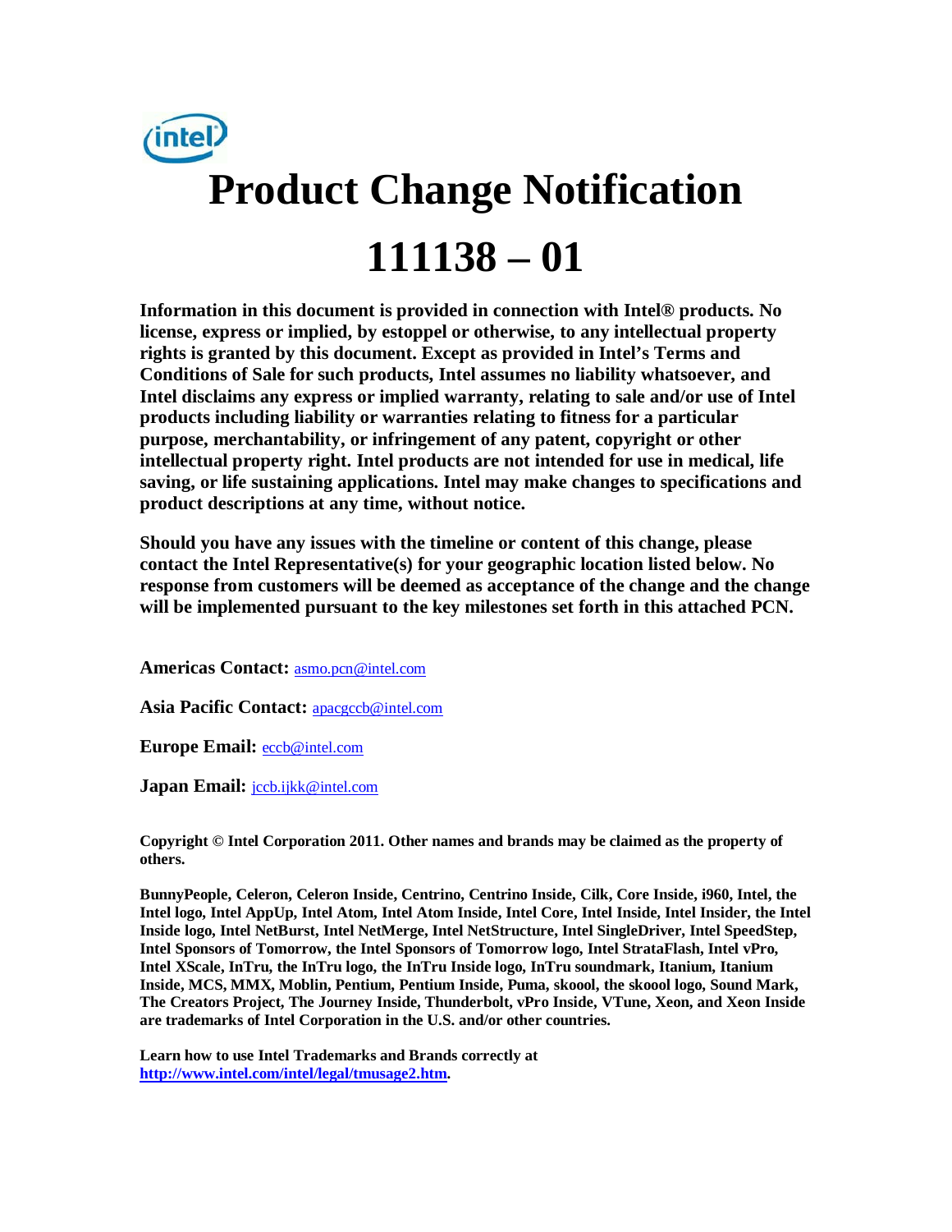# Product Change Notification

# 111138 – 01

**Information in this document is provided in connection with Intel® products. No license, express or implied, by estoppel or otherwise, to any intellectual property rights is granted by this document. Except as provided in Intel's Terms and Conditions of Sale for such products, Intel assumes no liability whatsoever, and Intel disclaims any express or implied warranty, relating to sale and/or use of Intel products including liability or warranties relating to fitness for a particular purpose, merchantability, or infringement of any patent, copyright or other intellectual property right. Intel products are not intended for use in medical, life saving, or life sustaining applications. Intel may make changes to specifications and product descriptions at any time, without notice.**

**Should you have any issues with the timeline or content of this change, please contact the Intel Representative(s) for your geographic location listed below. No response from customers will be deemed as acceptance of the change and the change will be implemented pursuant to the key milestones set forth in this attached PCN.**

**Americas Contact:** asmo.pcn@intel.com

**Asia Pacific Contact:** apacgccb@intel.com

**Europe Email:** eccb@intel.com

**Japan Email:** jccb.ijkk@intel.com

**Copyright © Intel Corporation 2011. Other names and brands may be claimed as the property of others.**

**BunnyPeople, Celeron, Celeron Inside, Centrino, Centrino Inside, Cilk, Core Inside, i960, Intel, the Intel logo, Intel AppUp, Intel Atom, Intel Atom Inside, Intel Core, Intel Inside, Intel Insider, the Intel Inside logo, Intel NetBurst, Intel NetMerge, Intel NetStructure, Intel SingleDriver, Intel SpeedStep, Intel Sponsors of Tomorrow, the Intel Sponsors of Tomorrow logo, Intel StrataFlash, Intel vPro, Intel XScale, InTru, the InTru logo, the InTru Inside logo, InTru soundmark, Itanium, Itanium Inside, MCS, MMX, Moblin, Pentium, Pentium Inside, Puma, skoool, the skoool logo, Sound Mark, The Creators Project, The Journey Inside, Thunderbolt, vPro Inside, VTune, Xeon, and Xeon Inside are trademarks of Intel Corporation in the U.S. and/or other countries.**

**Learn how to use Intel Trademarks and Brands correctly at http://www.intel.com/intel/legal/tmusage2.htm.**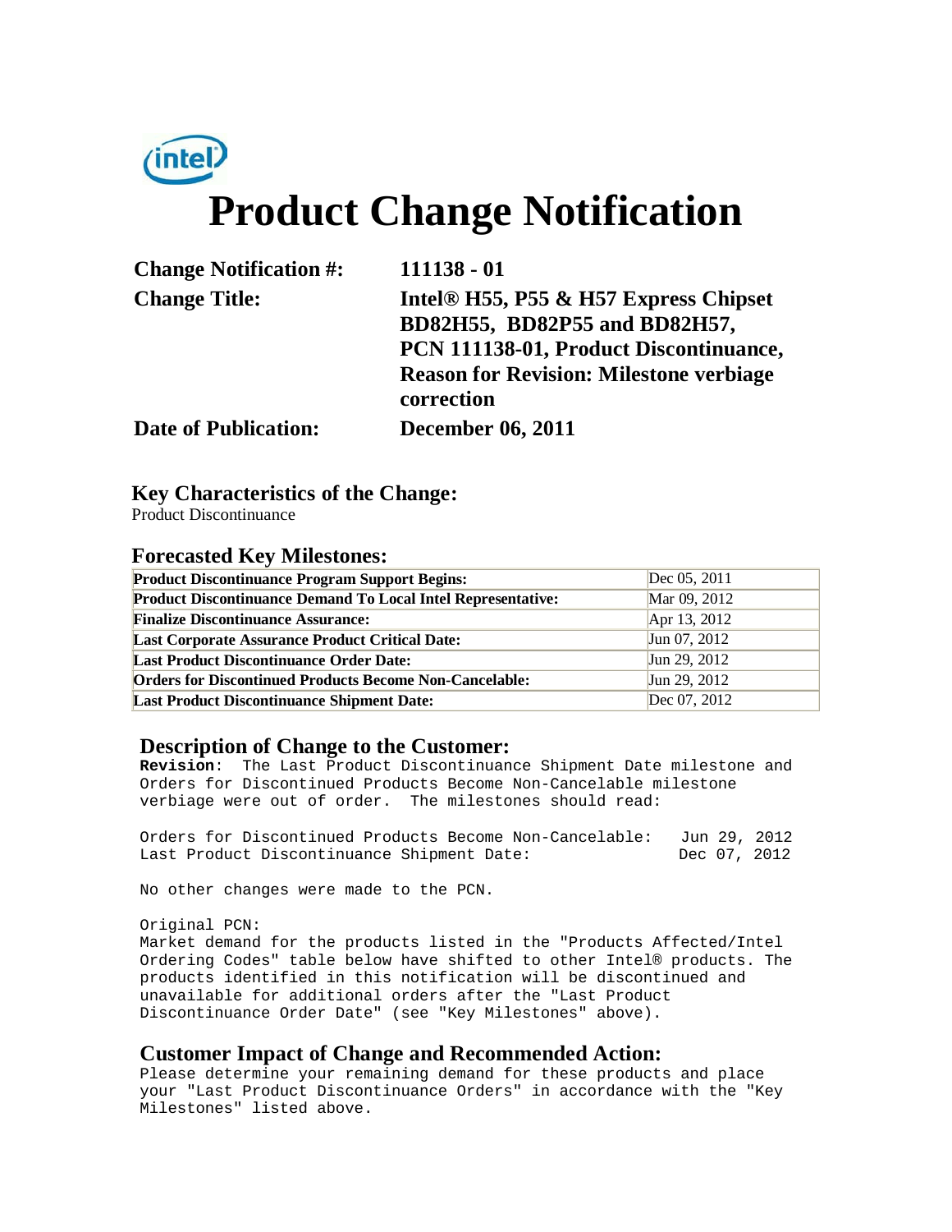# Product Change Notification

| | |
|---|---|
| **Change Notification #:** | **111138 - 01** |
| **Change Title:** | **Intel® H55, P55 & H57 Express Chipset BD82H55, BD82P55 and BD82H57, PCN 111138-01, Product Discontinuance, Reason for Revision: Milestone verbiage correction** |
| **Date of Publication:** | **December 06, 2011** |

## Key Characteristics of the Change:

Product Discontinuance

## Forecasted Key Milestones:

| | |
|---|---|
| **Product Discontinuance Program Support Begins:** | Dec 05, 2011 |
| **Product Discontinuance Demand To Local Intel Representative:** | Mar 09, 2012 |
| **Finalize Discontinuance Assurance:** | Apr 13, 2012 |
| **Last Corporate Assurance Product Critical Date:** | Jun 07, 2012 |
| **Last Product Discontinuance Order Date:** | Jun 29, 2012 |
| **Orders for Discontinued Products Become Non-Cancelable:** | Jun 29, 2012 |
| **Last Product Discontinuance Shipment Date:** | Dec 07, 2012 |

## Description of Change to the Customer:

**Revision**: The Last Product Discontinuance Shipment Date milestone and Orders for Discontinued Products Become Non-Cancelable milestone verbiage were out of order. The milestones should read:

```
Orders for Discontinued Products Become Non-Cancelable:   Jun 29, 2012
Last Product Discontinuance Shipment Date:                Dec 07, 2012
```

No other changes were made to the PCN.

Original PCN:
Market demand for the products listed in the "Products Affected/Intel Ordering Codes" table below have shifted to other Intel® products. The products identified in this notification will be discontinued and unavailable for additional orders after the "Last Product Discontinuance Order Date" (see "Key Milestones" above).

## Customer Impact of Change and Recommended Action:

Please determine your remaining demand for these products and place your "Last Product Discontinuance Orders" in accordance with the "Key Milestones" listed above.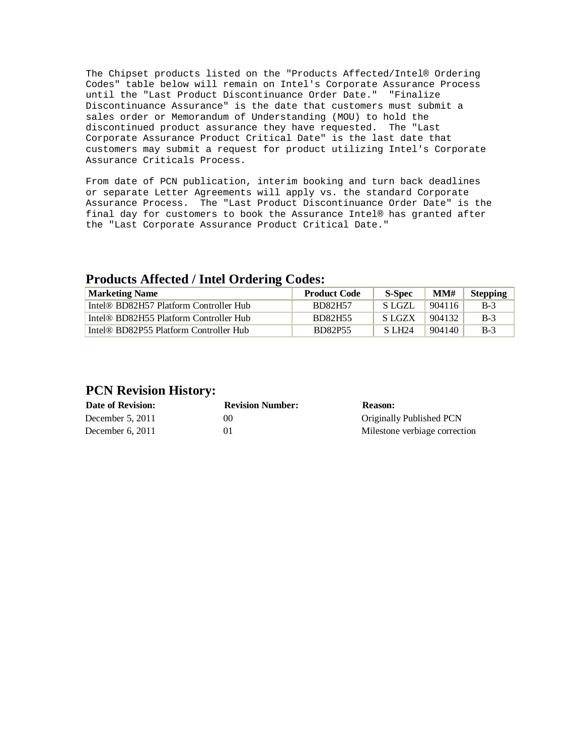The Chipset products listed on the "Products Affected/Intel® Ordering Codes" table below will remain on Intel's Corporate Assurance Process until the "Last Product Discontinuance Order Date." "Finalize Discontinuance Assurance" is the date that customers must submit a sales order or Memorandum of Understanding (MOU) to hold the discontinued product assurance they have requested. The "Last Corporate Assurance Product Critical Date" is the last date that customers may submit a request for product utilizing Intel's Corporate Assurance Criticals Process.

From date of PCN publication, interim booking and turn back deadlines or separate Letter Agreements will apply vs. the standard Corporate Assurance Process. The "Last Product Discontinuance Order Date" is the final day for customers to book the Assurance Intel® has granted after the "Last Corporate Assurance Product Critical Date."

## Products Affected / Intel Ordering Codes:

| Marketing Name | Product Code | S-Spec | MM# | Stepping |
| --- | --- | --- | --- | --- |
| Intel® BD82H57 Platform Controller Hub | BD82H57 | S LGZL | 904116 | B-3 |
| Intel® BD82H55 Platform Controller Hub | BD82H55 | S LGZX | 904132 | B-3 |
| Intel® BD82P55 Platform Controller Hub | BD82P55 | S LH24 | 904140 | B-3 |

## PCN Revision History:

| Date of Revision: | Revision Number: | Reason: |
| --- | --- | --- |
| December 5, 2011 | 00 | Originally Published PCN |
| December 6, 2011 | 01 | Milestone verbiage correction |